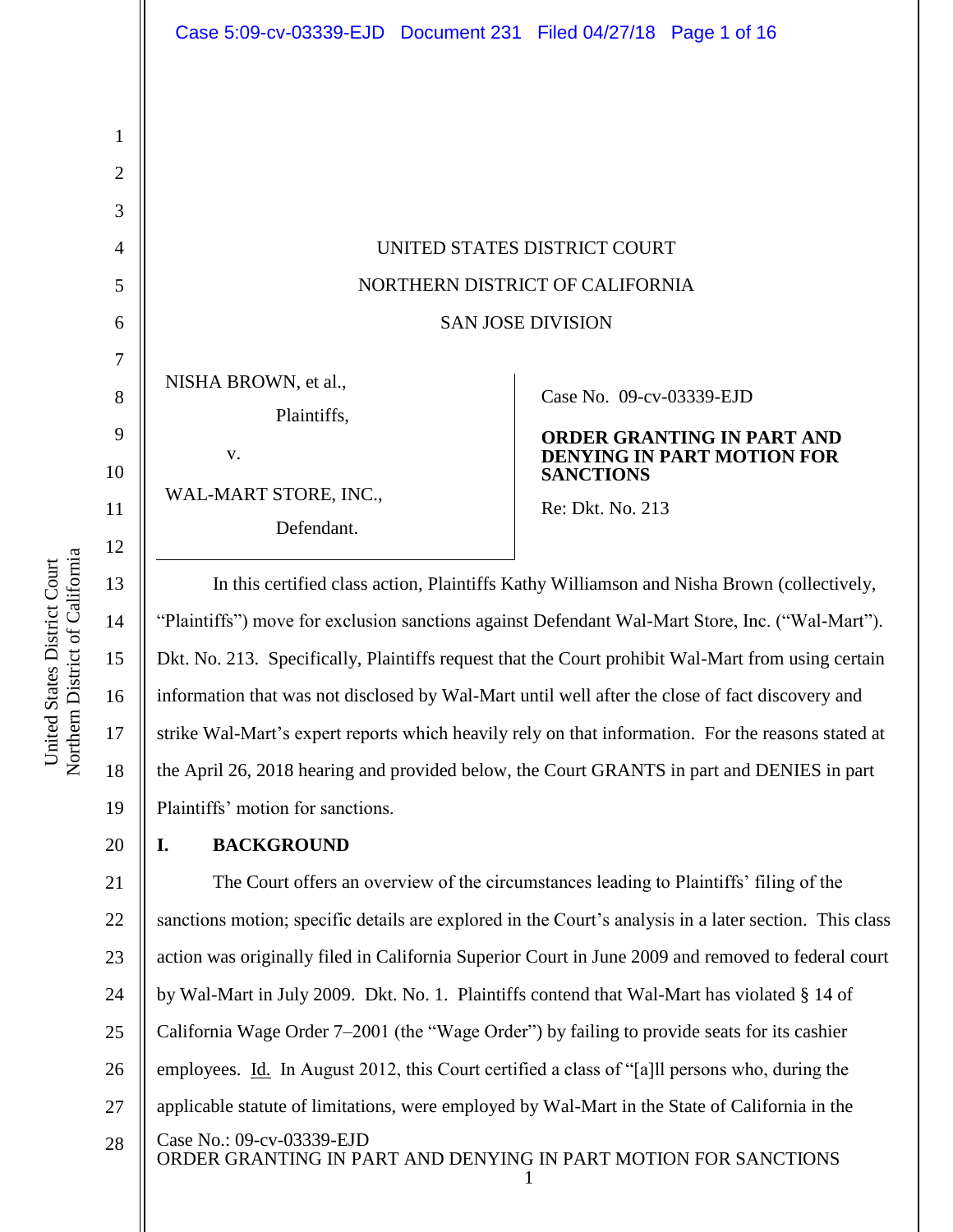UNITED STATES DISTRICT COURT

NORTHERN DISTRICT OF CALIFORNIA

SAN JOSE DIVISION

NISHA BROWN, et al.,

Plaintiffs,

v.

WAL-MART STORE, INC.,

Defendant.

Case No. 09-cv-03339-EJD

**ORDER GRANTING IN PART AND DENYING IN PART MOTION FOR SANCTIONS**

Re: Dkt. No. 213

In this certified class action, Plaintiffs Kathy Williamson and Nisha Brown (collectively, "Plaintiffs") move for exclusion sanctions against Defendant Wal-Mart Store, Inc. ("Wal-Mart"). Dkt. No. 213. Specifically, Plaintiffs request that the Court prohibit Wal-Mart from using certain information that was not disclosed by Wal-Mart until well after the close of fact discovery and strike Wal-Mart's expert reports which heavily rely on that information. For the reasons stated at the April 26, 2018 hearing and provided below, the Court GRANTS in part and DENIES in part Plaintiffs' motion for sanctions.

## I. BACKGROUND

The Court offers an overview of the circumstances leading to Plaintiffs' filing of the sanctions motion; specific details are explored in the Court's analysis in a later section. This class action was originally filed in California Superior Court in June 2009 and removed to federal court by Wal-Mart in July 2009. Dkt. No. 1. Plaintiffs contend that Wal-Mart has violated § 14 of California Wage Order 7–2001 (the "Wage Order") by failing to provide seats for its cashier employees. Id. In August 2012, this Court certified a class of "[a]ll persons who, during the applicable statute of limitations, were employed by Wal-Mart in the State of California in the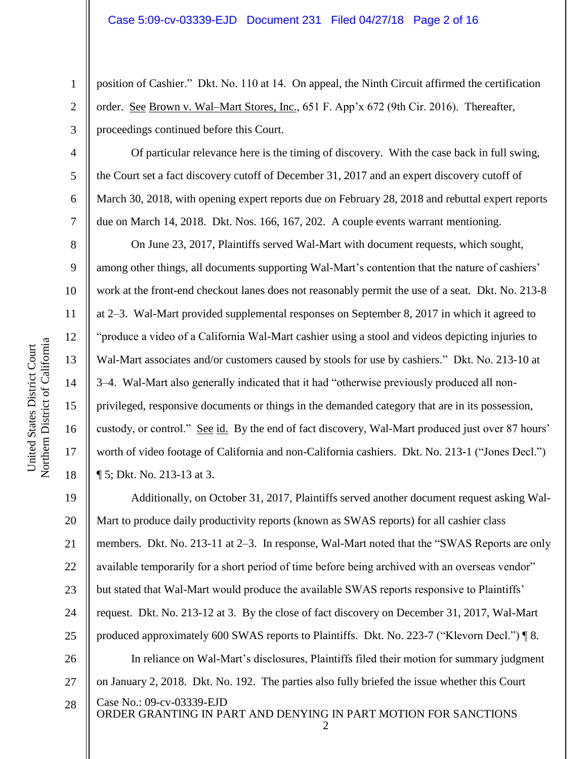position of Cashier." Dkt. No. 110 at 14. On appeal, the Ninth Circuit affirmed the certification order. See Brown v. Wal–Mart Stores, Inc., 651 F. App'x 672 (9th Cir. 2016). Thereafter, proceedings continued before this Court.

Of particular relevance here is the timing of discovery. With the case back in full swing, the Court set a fact discovery cutoff of December 31, 2017 and an expert discovery cutoff of March 30, 2018, with opening expert reports due on February 28, 2018 and rebuttal expert reports due on March 14, 2018. Dkt. Nos. 166, 167, 202. A couple events warrant mentioning.

On June 23, 2017, Plaintiffs served Wal-Mart with document requests, which sought, among other things, all documents supporting Wal-Mart's contention that the nature of cashiers' work at the front-end checkout lanes does not reasonably permit the use of a seat. Dkt. No. 213-8 at 2–3. Wal-Mart provided supplemental responses on September 8, 2017 in which it agreed to "produce a video of a California Wal-Mart cashier using a stool and videos depicting injuries to Wal-Mart associates and/or customers caused by stools for use by cashiers." Dkt. No. 213-10 at 3–4. Wal-Mart also generally indicated that it had "otherwise previously produced all non-privileged, responsive documents or things in the demanded category that are in its possession, custody, or control." See id. By the end of fact discovery, Wal-Mart produced just over 87 hours' worth of video footage of California and non-California cashiers. Dkt. No. 213-1 ("Jones Decl.") ¶ 5; Dkt. No. 213-13 at 3.

Additionally, on October 31, 2017, Plaintiffs served another document request asking Wal-Mart to produce daily productivity reports (known as SWAS reports) for all cashier class members. Dkt. No. 213-11 at 2–3. In response, Wal-Mart noted that the "SWAS Reports are only available temporarily for a short period of time before being archived with an overseas vendor" but stated that Wal-Mart would produce the available SWAS reports responsive to Plaintiffs' request. Dkt. No. 213-12 at 3. By the close of fact discovery on December 31, 2017, Wal-Mart produced approximately 600 SWAS reports to Plaintiffs. Dkt. No. 223-7 ("Klevorn Decl.") ¶ 8.

In reliance on Wal-Mart's disclosures, Plaintiffs filed their motion for summary judgment on January 2, 2018. Dkt. No. 192. The parties also fully briefed the issue whether this Court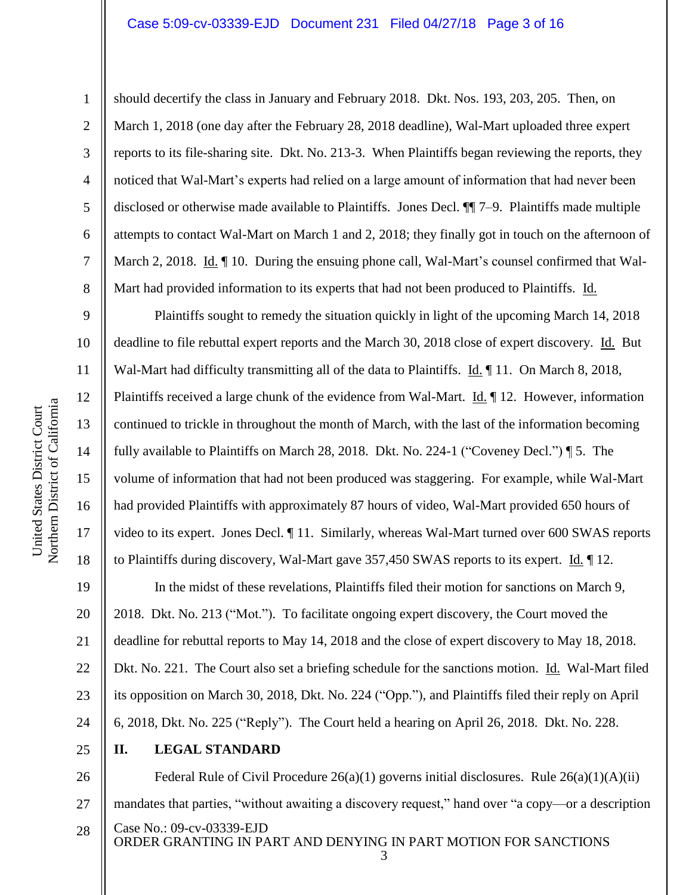should decertify the class in January and February 2018. Dkt. Nos. 193, 203, 205. Then, on March 1, 2018 (one day after the February 28, 2018 deadline), Wal-Mart uploaded three expert reports to its file-sharing site. Dkt. No. 213-3. When Plaintiffs began reviewing the reports, they noticed that Wal-Mart's experts had relied on a large amount of information that had never been disclosed or otherwise made available to Plaintiffs. Jones Decl. ¶¶ 7–9. Plaintiffs made multiple attempts to contact Wal-Mart on March 1 and 2, 2018; they finally got in touch on the afternoon of March 2, 2018. Id. ¶ 10. During the ensuing phone call, Wal-Mart's counsel confirmed that Wal-Mart had provided information to its experts that had not been produced to Plaintiffs. Id.

Plaintiffs sought to remedy the situation quickly in light of the upcoming March 14, 2018 deadline to file rebuttal expert reports and the March 30, 2018 close of expert discovery. Id. But Wal-Mart had difficulty transmitting all of the data to Plaintiffs. Id. ¶ 11. On March 8, 2018, Plaintiffs received a large chunk of the evidence from Wal-Mart. Id. ¶ 12. However, information continued to trickle in throughout the month of March, with the last of the information becoming fully available to Plaintiffs on March 28, 2018. Dkt. No. 224-1 ("Coveney Decl.") ¶ 5. The volume of information that had not been produced was staggering. For example, while Wal-Mart had provided Plaintiffs with approximately 87 hours of video, Wal-Mart provided 650 hours of video to its expert. Jones Decl. ¶ 11. Similarly, whereas Wal-Mart turned over 600 SWAS reports to Plaintiffs during discovery, Wal-Mart gave 357,450 SWAS reports to its expert. Id. ¶ 12.

In the midst of these revelations, Plaintiffs filed their motion for sanctions on March 9, 2018. Dkt. No. 213 ("Mot."). To facilitate ongoing expert discovery, the Court moved the deadline for rebuttal reports to May 14, 2018 and the close of expert discovery to May 18, 2018. Dkt. No. 221. The Court also set a briefing schedule for the sanctions motion. Id. Wal-Mart filed its opposition on March 30, 2018, Dkt. No. 224 ("Opp."), and Plaintiffs filed their reply on April 6, 2018, Dkt. No. 225 ("Reply"). The Court held a hearing on April 26, 2018. Dkt. No. 228.

## II. LEGAL STANDARD

Federal Rule of Civil Procedure 26(a)(1) governs initial disclosures. Rule 26(a)(1)(A)(ii) mandates that parties, "without awaiting a discovery request," hand over "a copy—or a description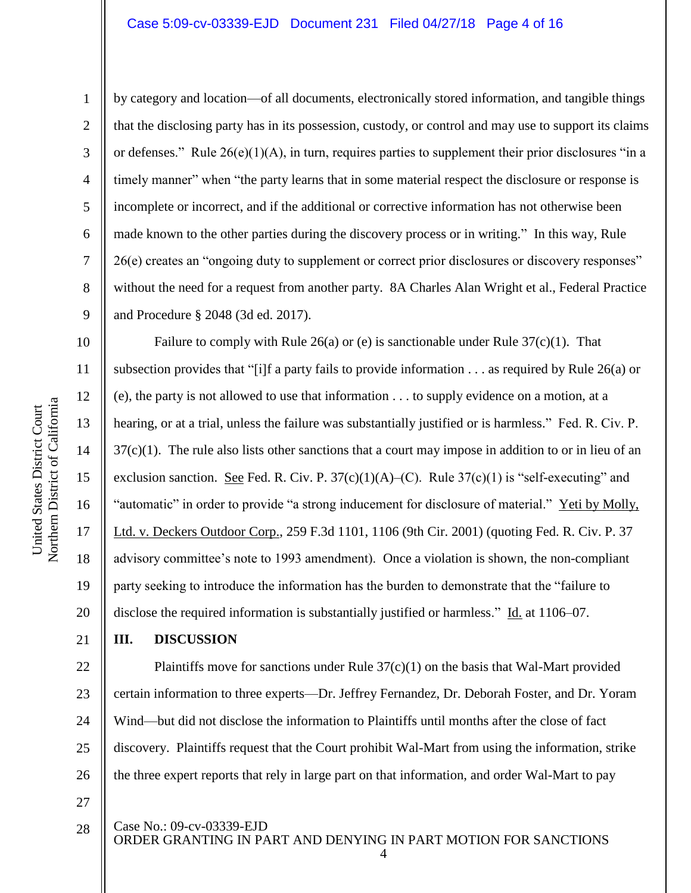by category and location—of all documents, electronically stored information, and tangible things that the disclosing party has in its possession, custody, or control and may use to support its claims or defenses." Rule 26(e)(1)(A), in turn, requires parties to supplement their prior disclosures "in a timely manner" when "the party learns that in some material respect the disclosure or response is incomplete or incorrect, and if the additional or corrective information has not otherwise been made known to the other parties during the discovery process or in writing." In this way, Rule 26(e) creates an "ongoing duty to supplement or correct prior disclosures or discovery responses" without the need for a request from another party. 8A Charles Alan Wright et al., Federal Practice and Procedure § 2048 (3d ed. 2017).

Failure to comply with Rule 26(a) or (e) is sanctionable under Rule 37(c)(1). That subsection provides that "[i]f a party fails to provide information . . . as required by Rule 26(a) or (e), the party is not allowed to use that information . . . to supply evidence on a motion, at a hearing, or at a trial, unless the failure was substantially justified or is harmless." Fed. R. Civ. P. 37(c)(1). The rule also lists other sanctions that a court may impose in addition to or in lieu of an exclusion sanction. See Fed. R. Civ. P. 37(c)(1)(A)–(C). Rule 37(c)(1) is "self-executing" and "automatic" in order to provide "a strong inducement for disclosure of material." Yeti by Molly, Ltd. v. Deckers Outdoor Corp., 259 F.3d 1101, 1106 (9th Cir. 2001) (quoting Fed. R. Civ. P. 37 advisory committee's note to 1993 amendment). Once a violation is shown, the non-compliant party seeking to introduce the information has the burden to demonstrate that the "failure to disclose the required information is substantially justified or harmless." Id. at 1106–07.

## III. DISCUSSION

Plaintiffs move for sanctions under Rule 37(c)(1) on the basis that Wal-Mart provided certain information to three experts—Dr. Jeffrey Fernandez, Dr. Deborah Foster, and Dr. Yoram Wind—but did not disclose the information to Plaintiffs until months after the close of fact discovery. Plaintiffs request that the Court prohibit Wal-Mart from using the information, strike the three expert reports that rely in large part on that information, and order Wal-Mart to pay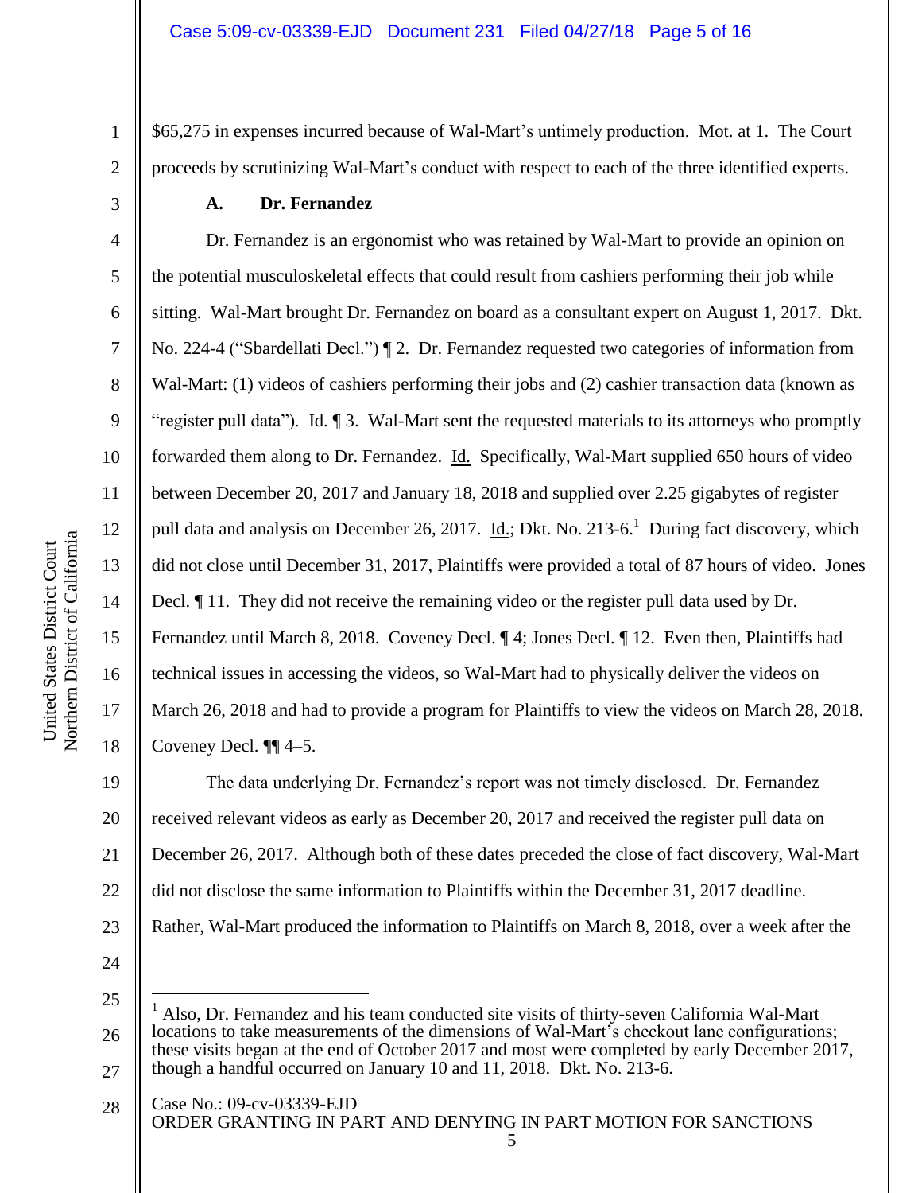$65,275 in expenses incurred because of Wal-Mart's untimely production. Mot. at 1. The Court proceeds by scrutinizing Wal-Mart's conduct with respect to each of the three identified experts.

### A. Dr. Fernandez

Dr. Fernandez is an ergonomist who was retained by Wal-Mart to provide an opinion on the potential musculoskeletal effects that could result from cashiers performing their job while sitting. Wal-Mart brought Dr. Fernandez on board as a consultant expert on August 1, 2017. Dkt. No. 224-4 ("Sbardellati Decl.") ¶ 2. Dr. Fernandez requested two categories of information from Wal-Mart: (1) videos of cashiers performing their jobs and (2) cashier transaction data (known as "register pull data"). Id. ¶ 3. Wal-Mart sent the requested materials to its attorneys who promptly forwarded them along to Dr. Fernandez. Id. Specifically, Wal-Mart supplied 650 hours of video between December 20, 2017 and January 18, 2018 and supplied over 2.25 gigabytes of register pull data and analysis on December 26, 2017. Id.; Dkt. No. 213-6.[1] During fact discovery, which did not close until December 31, 2017, Plaintiffs were provided a total of 87 hours of video. Jones Decl. ¶ 11. They did not receive the remaining video or the register pull data used by Dr. Fernandez until March 8, 2018. Coveney Decl. ¶ 4; Jones Decl. ¶ 12. Even then, Plaintiffs had technical issues in accessing the videos, so Wal-Mart had to physically deliver the videos on March 26, 2018 and had to provide a program for Plaintiffs to view the videos on March 28, 2018. Coveney Decl. ¶¶ 4–5.

The data underlying Dr. Fernandez's report was not timely disclosed. Dr. Fernandez received relevant videos as early as December 20, 2017 and received the register pull data on December 26, 2017. Although both of these dates preceded the close of fact discovery, Wal-Mart did not disclose the same information to Plaintiffs within the December 31, 2017 deadline. Rather, Wal-Mart produced the information to Plaintiffs on March 8, 2018, over a week after the

---

[1] Also, Dr. Fernandez and his team conducted site visits of thirty-seven California Wal-Mart locations to take measurements of the dimensions of Wal-Mart's checkout lane configurations; these visits began at the end of October 2017 and most were completed by early December 2017, though a handful occurred on January 10 and 11, 2018. Dkt. No. 213-6.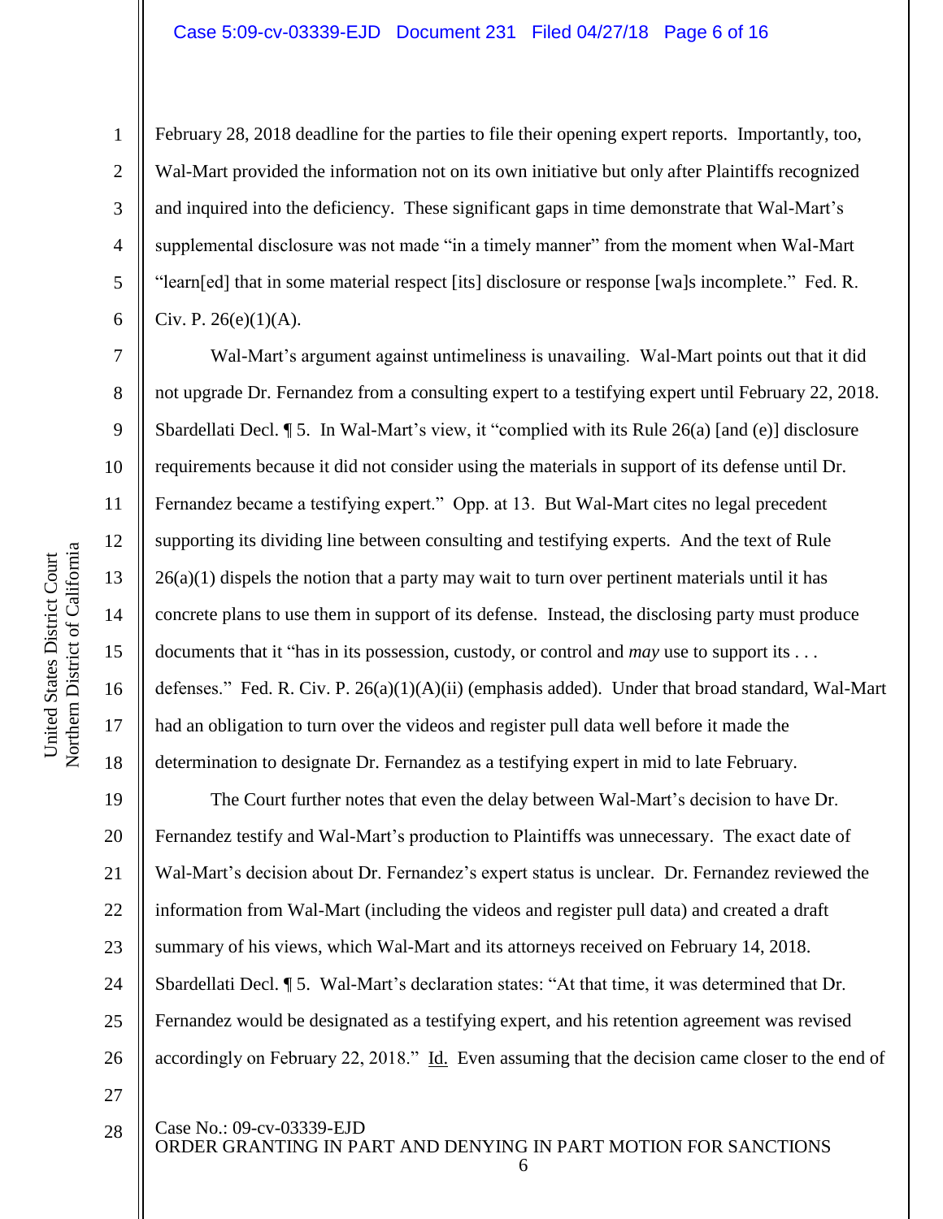February 28, 2018 deadline for the parties to file their opening expert reports. Importantly, too, Wal-Mart provided the information not on its own initiative but only after Plaintiffs recognized and inquired into the deficiency. These significant gaps in time demonstrate that Wal-Mart's supplemental disclosure was not made "in a timely manner" from the moment when Wal-Mart "learn[ed] that in some material respect [its] disclosure or response [wa]s incomplete." Fed. R. Civ. P. 26(e)(1)(A).

Wal-Mart's argument against untimeliness is unavailing. Wal-Mart points out that it did not upgrade Dr. Fernandez from a consulting expert to a testifying expert until February 22, 2018. Sbardellati Decl. ¶ 5. In Wal-Mart's view, it "complied with its Rule 26(a) [and (e)] disclosure requirements because it did not consider using the materials in support of its defense until Dr. Fernandez became a testifying expert." Opp. at 13. But Wal-Mart cites no legal precedent supporting its dividing line between consulting and testifying experts. And the text of Rule 26(a)(1) dispels the notion that a party may wait to turn over pertinent materials until it has concrete plans to use them in support of its defense. Instead, the disclosing party must produce documents that it "has in its possession, custody, or control and *may* use to support its . . . defenses." Fed. R. Civ. P. 26(a)(1)(A)(ii) (emphasis added). Under that broad standard, Wal-Mart had an obligation to turn over the videos and register pull data well before it made the determination to designate Dr. Fernandez as a testifying expert in mid to late February.

The Court further notes that even the delay between Wal-Mart's decision to have Dr. Fernandez testify and Wal-Mart's production to Plaintiffs was unnecessary. The exact date of Wal-Mart's decision about Dr. Fernandez's expert status is unclear. Dr. Fernandez reviewed the information from Wal-Mart (including the videos and register pull data) and created a draft summary of his views, which Wal-Mart and its attorneys received on February 14, 2018. Sbardellati Decl. ¶ 5. Wal-Mart's declaration states: "At that time, it was determined that Dr. Fernandez would be designated as a testifying expert, and his retention agreement was revised accordingly on February 22, 2018." Id. Even assuming that the decision came closer to the end of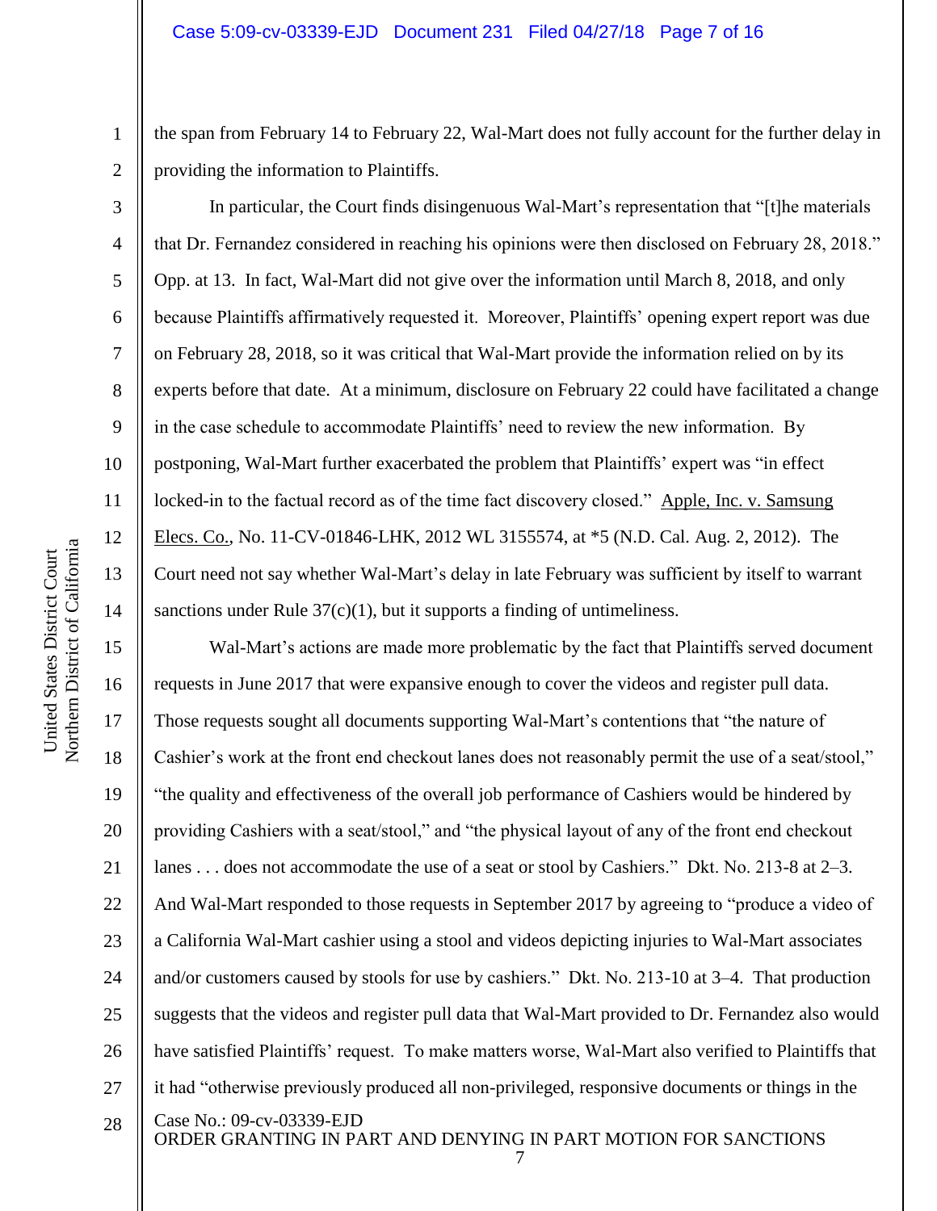the span from February 14 to February 22, Wal-Mart does not fully account for the further delay in providing the information to Plaintiffs.

In particular, the Court finds disingenuous Wal-Mart's representation that "[t]he materials that Dr. Fernandez considered in reaching his opinions were then disclosed on February 28, 2018." Opp. at 13. In fact, Wal-Mart did not give over the information until March 8, 2018, and only because Plaintiffs affirmatively requested it. Moreover, Plaintiffs' opening expert report was due on February 28, 2018, so it was critical that Wal-Mart provide the information relied on by its experts before that date. At a minimum, disclosure on February 22 could have facilitated a change in the case schedule to accommodate Plaintiffs' need to review the new information. By postponing, Wal-Mart further exacerbated the problem that Plaintiffs' expert was "in effect locked-in to the factual record as of the time fact discovery closed." Apple, Inc. v. Samsung Elecs. Co., No. 11-CV-01846-LHK, 2012 WL 3155574, at *5 (N.D. Cal. Aug. 2, 2012). The Court need not say whether Wal-Mart's delay in late February was sufficient by itself to warrant sanctions under Rule 37(c)(1), but it supports a finding of untimeliness.

Wal-Mart's actions are made more problematic by the fact that Plaintiffs served document requests in June 2017 that were expansive enough to cover the videos and register pull data. Those requests sought all documents supporting Wal-Mart's contentions that "the nature of Cashier's work at the front end checkout lanes does not reasonably permit the use of a seat/stool," "the quality and effectiveness of the overall job performance of Cashiers would be hindered by providing Cashiers with a seat/stool," and "the physical layout of any of the front end checkout lanes . . . does not accommodate the use of a seat or stool by Cashiers." Dkt. No. 213-8 at 2–3. And Wal-Mart responded to those requests in September 2017 by agreeing to "produce a video of a California Wal-Mart cashier using a stool and videos depicting injuries to Wal-Mart associates and/or customers caused by stools for use by cashiers." Dkt. No. 213-10 at 3–4. That production suggests that the videos and register pull data that Wal-Mart provided to Dr. Fernandez also would have satisfied Plaintiffs' request. To make matters worse, Wal-Mart also verified to Plaintiffs that it had "otherwise previously produced all non-privileged, responsive documents or things in the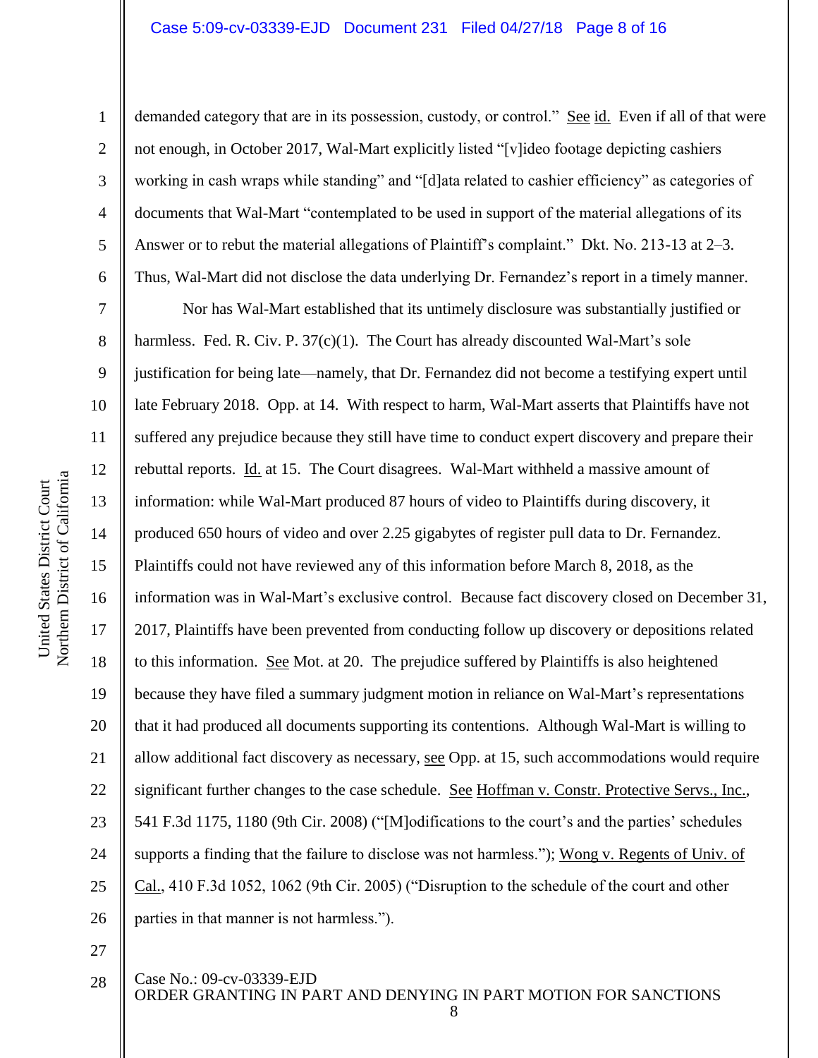demanded category that are in its possession, custody, or control." See id. Even if all of that were not enough, in October 2017, Wal-Mart explicitly listed "[v]ideo footage depicting cashiers working in cash wraps while standing" and "[d]ata related to cashier efficiency" as categories of documents that Wal-Mart "contemplated to be used in support of the material allegations of its Answer or to rebut the material allegations of Plaintiff's complaint." Dkt. No. 213-13 at 2–3. Thus, Wal-Mart did not disclose the data underlying Dr. Fernandez's report in a timely manner.

Nor has Wal-Mart established that its untimely disclosure was substantially justified or harmless. Fed. R. Civ. P. 37(c)(1). The Court has already discounted Wal-Mart's sole justification for being late—namely, that Dr. Fernandez did not become a testifying expert until late February 2018. Opp. at 14. With respect to harm, Wal-Mart asserts that Plaintiffs have not suffered any prejudice because they still have time to conduct expert discovery and prepare their rebuttal reports. Id. at 15. The Court disagrees. Wal-Mart withheld a massive amount of information: while Wal-Mart produced 87 hours of video to Plaintiffs during discovery, it produced 650 hours of video and over 2.25 gigabytes of register pull data to Dr. Fernandez. Plaintiffs could not have reviewed any of this information before March 8, 2018, as the information was in Wal-Mart's exclusive control. Because fact discovery closed on December 31, 2017, Plaintiffs have been prevented from conducting follow up discovery or depositions related to this information. See Mot. at 20. The prejudice suffered by Plaintiffs is also heightened because they have filed a summary judgment motion in reliance on Wal-Mart's representations that it had produced all documents supporting its contentions. Although Wal-Mart is willing to allow additional fact discovery as necessary, see Opp. at 15, such accommodations would require significant further changes to the case schedule. See Hoffman v. Constr. Protective Servs., Inc., 541 F.3d 1175, 1180 (9th Cir. 2008) ("[M]odifications to the court's and the parties' schedules supports a finding that the failure to disclose was not harmless."); Wong v. Regents of Univ. of Cal., 410 F.3d 1052, 1062 (9th Cir. 2005) ("Disruption to the schedule of the court and other parties in that manner is not harmless.").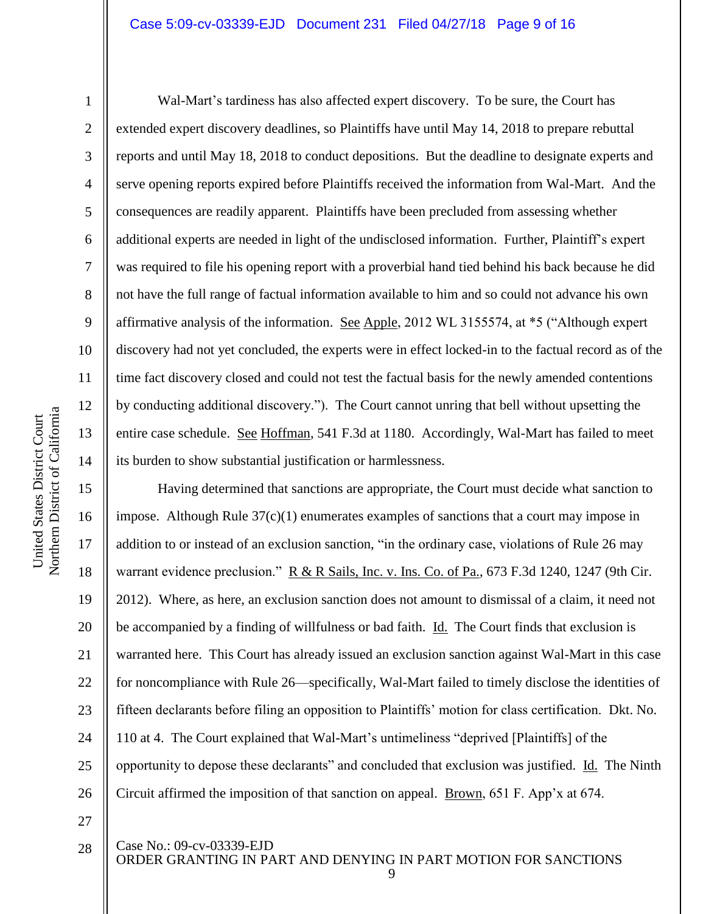Wal-Mart's tardiness has also affected expert discovery. To be sure, the Court has extended expert discovery deadlines, so Plaintiffs have until May 14, 2018 to prepare rebuttal reports and until May 18, 2018 to conduct depositions. But the deadline to designate experts and serve opening reports expired before Plaintiffs received the information from Wal-Mart. And the consequences are readily apparent. Plaintiffs have been precluded from assessing whether additional experts are needed in light of the undisclosed information. Further, Plaintiff's expert was required to file his opening report with a proverbial hand tied behind his back because he did not have the full range of factual information available to him and so could not advance his own affirmative analysis of the information. See Apple, 2012 WL 3155574, at *5 ("Although expert discovery had not yet concluded, the experts were in effect locked-in to the factual record as of the time fact discovery closed and could not test the factual basis for the newly amended contentions by conducting additional discovery."). The Court cannot unring that bell without upsetting the entire case schedule. See Hoffman, 541 F.3d at 1180. Accordingly, Wal-Mart has failed to meet its burden to show substantial justification or harmlessness.

Having determined that sanctions are appropriate, the Court must decide what sanction to impose. Although Rule 37(c)(1) enumerates examples of sanctions that a court may impose in addition to or instead of an exclusion sanction, "in the ordinary case, violations of Rule 26 may warrant evidence preclusion." R & R Sails, Inc. v. Ins. Co. of Pa., 673 F.3d 1240, 1247 (9th Cir. 2012). Where, as here, an exclusion sanction does not amount to dismissal of a claim, it need not be accompanied by a finding of willfulness or bad faith. Id. The Court finds that exclusion is warranted here. This Court has already issued an exclusion sanction against Wal-Mart in this case for noncompliance with Rule 26—specifically, Wal-Mart failed to timely disclose the identities of fifteen declarants before filing an opposition to Plaintiffs' motion for class certification. Dkt. No. 110 at 4. The Court explained that Wal-Mart's untimeliness "deprived [Plaintiffs] of the opportunity to depose these declarants" and concluded that exclusion was justified. Id. The Ninth Circuit affirmed the imposition of that sanction on appeal. Brown, 651 F. App'x at 674.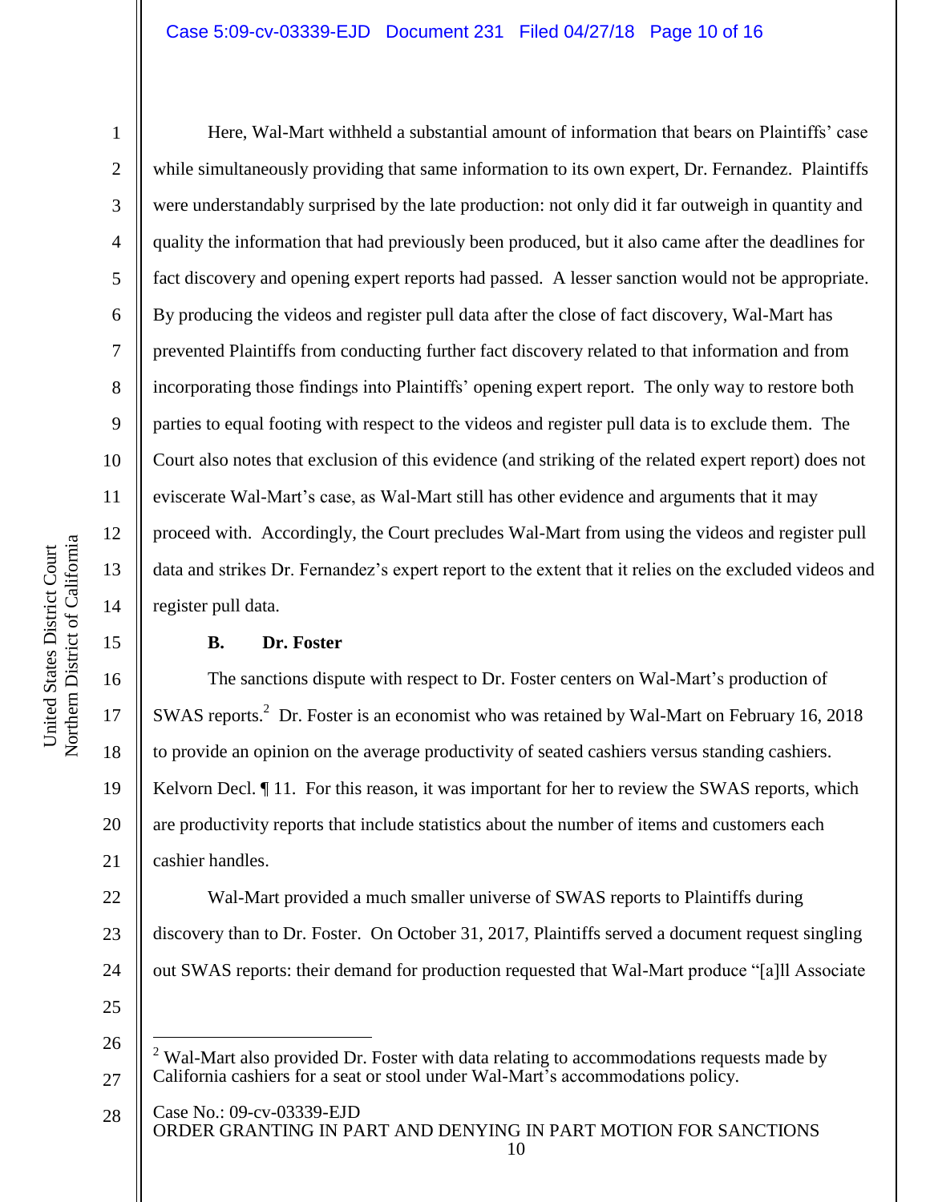Here, Wal-Mart withheld a substantial amount of information that bears on Plaintiffs' case while simultaneously providing that same information to its own expert, Dr. Fernandez. Plaintiffs were understandably surprised by the late production: not only did it far outweigh in quantity and quality the information that had previously been produced, but it also came after the deadlines for fact discovery and opening expert reports had passed. A lesser sanction would not be appropriate. By producing the videos and register pull data after the close of fact discovery, Wal-Mart has prevented Plaintiffs from conducting further fact discovery related to that information and from incorporating those findings into Plaintiffs' opening expert report. The only way to restore both parties to equal footing with respect to the videos and register pull data is to exclude them. The Court also notes that exclusion of this evidence (and striking of the related expert report) does not eviscerate Wal-Mart's case, as Wal-Mart still has other evidence and arguments that it may proceed with. Accordingly, the Court precludes Wal-Mart from using the videos and register pull data and strikes Dr. Fernandez's expert report to the extent that it relies on the excluded videos and register pull data.

### B. Dr. Foster

The sanctions dispute with respect to Dr. Foster centers on Wal-Mart's production of SWAS reports.[2] Dr. Foster is an economist who was retained by Wal-Mart on February 16, 2018 to provide an opinion on the average productivity of seated cashiers versus standing cashiers. Kelvorn Decl. ¶ 11. For this reason, it was important for her to review the SWAS reports, which are productivity reports that include statistics about the number of items and customers each cashier handles.

Wal-Mart provided a much smaller universe of SWAS reports to Plaintiffs during discovery than to Dr. Foster. On October 31, 2017, Plaintiffs served a document request singling out SWAS reports: their demand for production requested that Wal-Mart produce "[a]ll Associate

---

[2] Wal-Mart also provided Dr. Foster with data relating to accommodations requests made by California cashiers for a seat or stool under Wal-Mart's accommodations policy.

Case No.: 09-cv-03339-EJD
ORDER GRANTING IN PART AND DENYING IN PART MOTION FOR SANCTIONS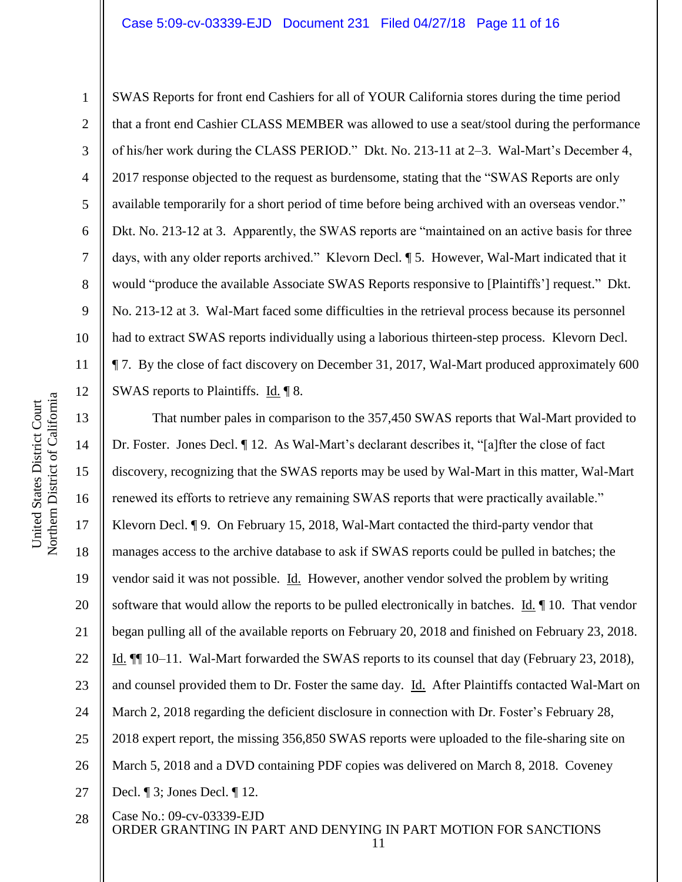SWAS Reports for front end Cashiers for all of YOUR California stores during the time period that a front end Cashier CLASS MEMBER was allowed to use a seat/stool during the performance of his/her work during the CLASS PERIOD." Dkt. No. 213-11 at 2–3. Wal-Mart's December 4, 2017 response objected to the request as burdensome, stating that the "SWAS Reports are only available temporarily for a short period of time before being archived with an overseas vendor." Dkt. No. 213-12 at 3. Apparently, the SWAS reports are "maintained on an active basis for three days, with any older reports archived." Klevorn Decl. ¶ 5. However, Wal-Mart indicated that it would "produce the available Associate SWAS Reports responsive to [Plaintiffs'] request." Dkt. No. 213-12 at 3. Wal-Mart faced some difficulties in the retrieval process because its personnel had to extract SWAS reports individually using a laborious thirteen-step process. Klevorn Decl. ¶ 7. By the close of fact discovery on December 31, 2017, Wal-Mart produced approximately 600 SWAS reports to Plaintiffs. Id. ¶ 8.

That number pales in comparison to the 357,450 SWAS reports that Wal-Mart provided to Dr. Foster. Jones Decl. ¶ 12. As Wal-Mart's declarant describes it, "[a]fter the close of fact discovery, recognizing that the SWAS reports may be used by Wal-Mart in this matter, Wal-Mart renewed its efforts to retrieve any remaining SWAS reports that were practically available." Klevorn Decl. ¶ 9. On February 15, 2018, Wal-Mart contacted the third-party vendor that manages access to the archive database to ask if SWAS reports could be pulled in batches; the vendor said it was not possible. Id. However, another vendor solved the problem by writing software that would allow the reports to be pulled electronically in batches. Id. ¶ 10. That vendor began pulling all of the available reports on February 20, 2018 and finished on February 23, 2018. Id. ¶¶ 10–11. Wal-Mart forwarded the SWAS reports to its counsel that day (February 23, 2018), and counsel provided them to Dr. Foster the same day. Id. After Plaintiffs contacted Wal-Mart on March 2, 2018 regarding the deficient disclosure in connection with Dr. Foster's February 28, 2018 expert report, the missing 356,850 SWAS reports were uploaded to the file-sharing site on March 5, 2018 and a DVD containing PDF copies was delivered on March 8, 2018. Coveney Decl. ¶ 3; Jones Decl. ¶ 12.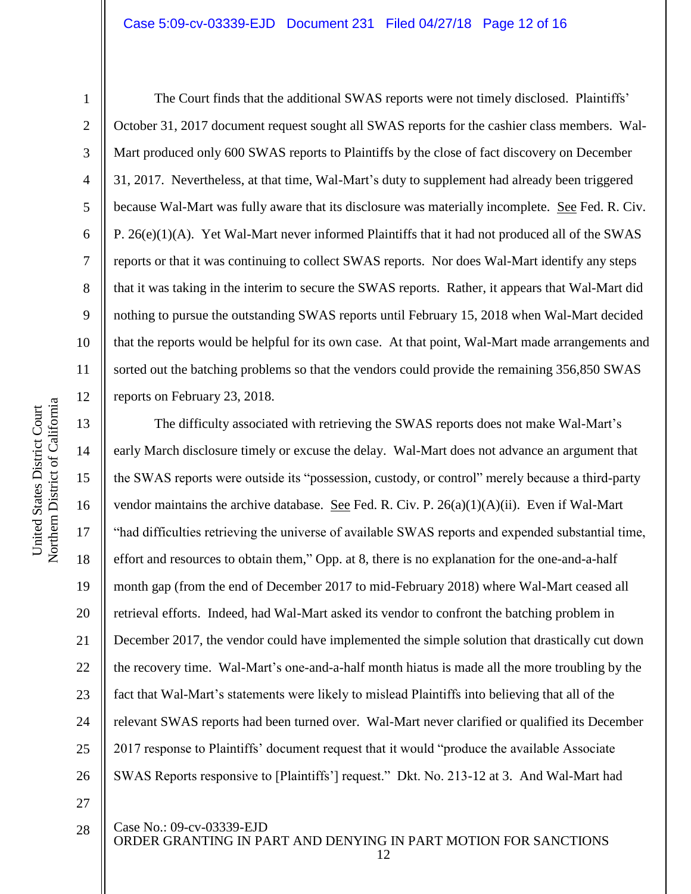The Court finds that the additional SWAS reports were not timely disclosed. Plaintiffs' October 31, 2017 document request sought all SWAS reports for the cashier class members. Wal-Mart produced only 600 SWAS reports to Plaintiffs by the close of fact discovery on December 31, 2017. Nevertheless, at that time, Wal-Mart's duty to supplement had already been triggered because Wal-Mart was fully aware that its disclosure was materially incomplete. See Fed. R. Civ. P. 26(e)(1)(A). Yet Wal-Mart never informed Plaintiffs that it had not produced all of the SWAS reports or that it was continuing to collect SWAS reports. Nor does Wal-Mart identify any steps that it was taking in the interim to secure the SWAS reports. Rather, it appears that Wal-Mart did nothing to pursue the outstanding SWAS reports until February 15, 2018 when Wal-Mart decided that the reports would be helpful for its own case. At that point, Wal-Mart made arrangements and sorted out the batching problems so that the vendors could provide the remaining 356,850 SWAS reports on February 23, 2018.

The difficulty associated with retrieving the SWAS reports does not make Wal-Mart's early March disclosure timely or excuse the delay. Wal-Mart does not advance an argument that the SWAS reports were outside its "possession, custody, or control" merely because a third-party vendor maintains the archive database. See Fed. R. Civ. P. 26(a)(1)(A)(ii). Even if Wal-Mart "had difficulties retrieving the universe of available SWAS reports and expended substantial time, effort and resources to obtain them," Opp. at 8, there is no explanation for the one-and-a-half month gap (from the end of December 2017 to mid-February 2018) where Wal-Mart ceased all retrieval efforts. Indeed, had Wal-Mart asked its vendor to confront the batching problem in December 2017, the vendor could have implemented the simple solution that drastically cut down the recovery time. Wal-Mart's one-and-a-half month hiatus is made all the more troubling by the fact that Wal-Mart's statements were likely to mislead Plaintiffs into believing that all of the relevant SWAS reports had been turned over. Wal-Mart never clarified or qualified its December 2017 response to Plaintiffs' document request that it would "produce the available Associate SWAS Reports responsive to [Plaintiffs'] request." Dkt. No. 213-12 at 3. And Wal-Mart had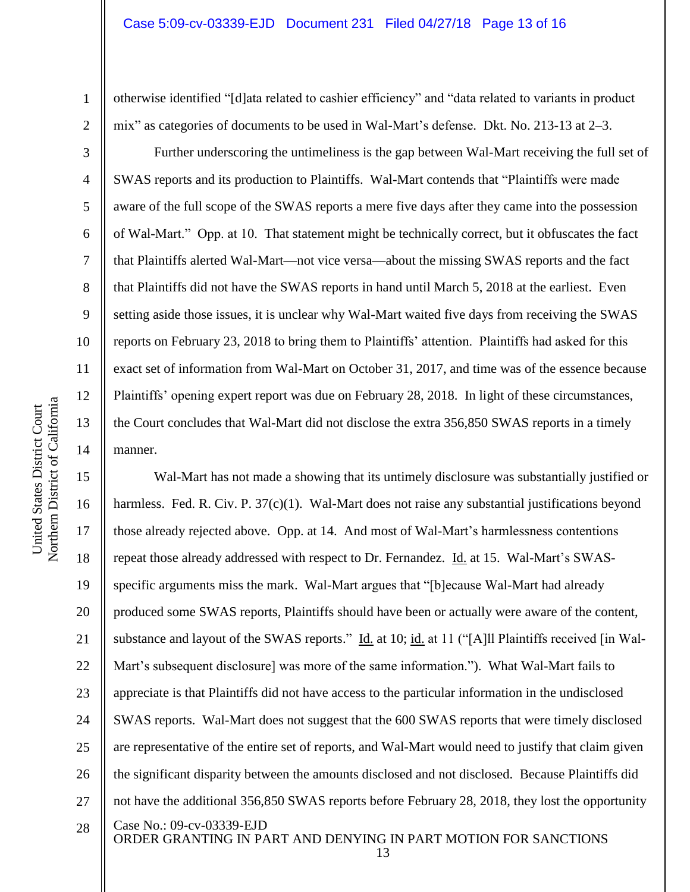otherwise identified "[d]ata related to cashier efficiency" and "data related to variants in product mix" as categories of documents to be used in Wal-Mart's defense. Dkt. No. 213-13 at 2–3.

Further underscoring the untimeliness is the gap between Wal-Mart receiving the full set of SWAS reports and its production to Plaintiffs. Wal-Mart contends that "Plaintiffs were made aware of the full scope of the SWAS reports a mere five days after they came into the possession of Wal-Mart." Opp. at 10. That statement might be technically correct, but it obfuscates the fact that Plaintiffs alerted Wal-Mart—not vice versa—about the missing SWAS reports and the fact that Plaintiffs did not have the SWAS reports in hand until March 5, 2018 at the earliest. Even setting aside those issues, it is unclear why Wal-Mart waited five days from receiving the SWAS reports on February 23, 2018 to bring them to Plaintiffs' attention. Plaintiffs had asked for this exact set of information from Wal-Mart on October 31, 2017, and time was of the essence because Plaintiffs' opening expert report was due on February 28, 2018. In light of these circumstances, the Court concludes that Wal-Mart did not disclose the extra 356,850 SWAS reports in a timely manner.

Wal-Mart has not made a showing that its untimely disclosure was substantially justified or harmless. Fed. R. Civ. P. 37(c)(1). Wal-Mart does not raise any substantial justifications beyond those already rejected above. Opp. at 14. And most of Wal-Mart's harmlessness contentions repeat those already addressed with respect to Dr. Fernandez. Id. at 15. Wal-Mart's SWAS-specific arguments miss the mark. Wal-Mart argues that "[b]ecause Wal-Mart had already produced some SWAS reports, Plaintiffs should have been or actually were aware of the content, substance and layout of the SWAS reports." Id. at 10; id. at 11 ("[A]ll Plaintiffs received [in Wal-Mart's subsequent disclosure] was more of the same information."). What Wal-Mart fails to appreciate is that Plaintiffs did not have access to the particular information in the undisclosed SWAS reports. Wal-Mart does not suggest that the 600 SWAS reports that were timely disclosed are representative of the entire set of reports, and Wal-Mart would need to justify that claim given the significant disparity between the amounts disclosed and not disclosed. Because Plaintiffs did not have the additional 356,850 SWAS reports before February 28, 2018, they lost the opportunity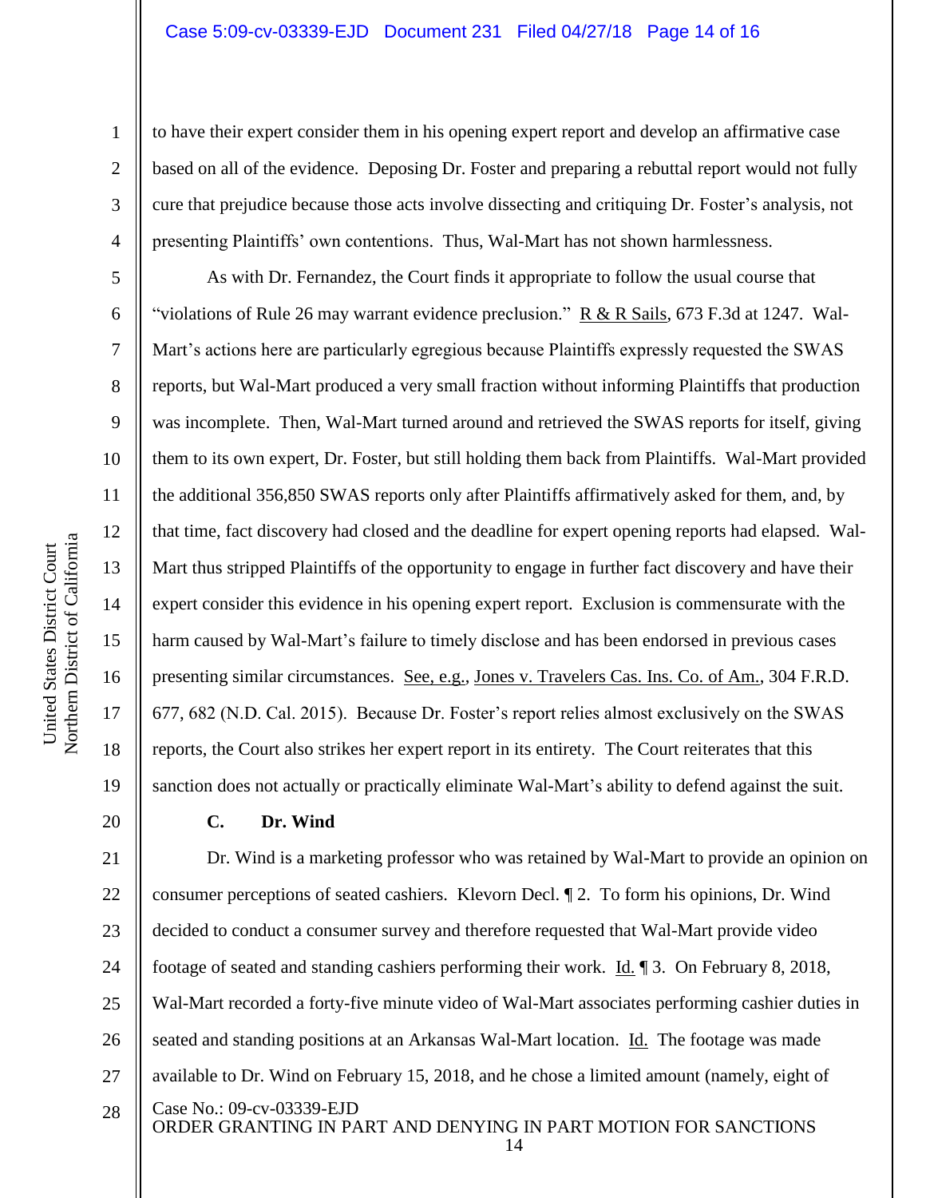to have their expert consider them in his opening expert report and develop an affirmative case based on all of the evidence. Deposing Dr. Foster and preparing a rebuttal report would not fully cure that prejudice because those acts involve dissecting and critiquing Dr. Foster's analysis, not presenting Plaintiffs' own contentions. Thus, Wal-Mart has not shown harmlessness.

As with Dr. Fernandez, the Court finds it appropriate to follow the usual course that "violations of Rule 26 may warrant evidence preclusion." R & R Sails, 673 F.3d at 1247. Wal-Mart's actions here are particularly egregious because Plaintiffs expressly requested the SWAS reports, but Wal-Mart produced a very small fraction without informing Plaintiffs that production was incomplete. Then, Wal-Mart turned around and retrieved the SWAS reports for itself, giving them to its own expert, Dr. Foster, but still holding them back from Plaintiffs. Wal-Mart provided the additional 356,850 SWAS reports only after Plaintiffs affirmatively asked for them, and, by that time, fact discovery had closed and the deadline for expert opening reports had elapsed. Wal-Mart thus stripped Plaintiffs of the opportunity to engage in further fact discovery and have their expert consider this evidence in his opening expert report. Exclusion is commensurate with the harm caused by Wal-Mart's failure to timely disclose and has been endorsed in previous cases presenting similar circumstances. See, e.g., Jones v. Travelers Cas. Ins. Co. of Am., 304 F.R.D. 677, 682 (N.D. Cal. 2015). Because Dr. Foster's report relies almost exclusively on the SWAS reports, the Court also strikes her expert report in its entirety. The Court reiterates that this sanction does not actually or practically eliminate Wal-Mart's ability to defend against the suit.

### C. Dr. Wind

Dr. Wind is a marketing professor who was retained by Wal-Mart to provide an opinion on consumer perceptions of seated cashiers. Klevorn Decl. ¶ 2. To form his opinions, Dr. Wind decided to conduct a consumer survey and therefore requested that Wal-Mart provide video footage of seated and standing cashiers performing their work. Id. ¶ 3. On February 8, 2018, Wal-Mart recorded a forty-five minute video of Wal-Mart associates performing cashier duties in seated and standing positions at an Arkansas Wal-Mart location. Id. The footage was made available to Dr. Wind on February 15, 2018, and he chose a limited amount (namely, eight of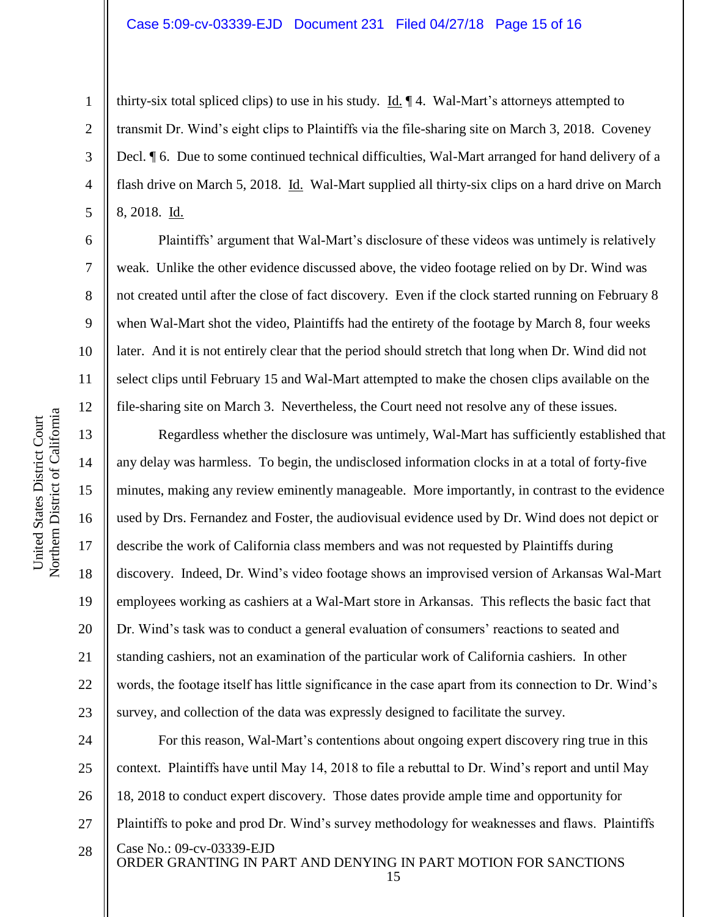thirty-six total spliced clips) to use in his study. Id. ¶ 4. Wal-Mart's attorneys attempted to transmit Dr. Wind's eight clips to Plaintiffs via the file-sharing site on March 3, 2018. Coveney Decl. ¶ 6. Due to some continued technical difficulties, Wal-Mart arranged for hand delivery of a flash drive on March 5, 2018. Id. Wal-Mart supplied all thirty-six clips on a hard drive on March 8, 2018. Id.

Plaintiffs' argument that Wal-Mart's disclosure of these videos was untimely is relatively weak. Unlike the other evidence discussed above, the video footage relied on by Dr. Wind was not created until after the close of fact discovery. Even if the clock started running on February 8 when Wal-Mart shot the video, Plaintiffs had the entirety of the footage by March 8, four weeks later. And it is not entirely clear that the period should stretch that long when Dr. Wind did not select clips until February 15 and Wal-Mart attempted to make the chosen clips available on the file-sharing site on March 3. Nevertheless, the Court need not resolve any of these issues.

Regardless whether the disclosure was untimely, Wal-Mart has sufficiently established that any delay was harmless. To begin, the undisclosed information clocks in at a total of forty-five minutes, making any review eminently manageable. More importantly, in contrast to the evidence used by Drs. Fernandez and Foster, the audiovisual evidence used by Dr. Wind does not depict or describe the work of California class members and was not requested by Plaintiffs during discovery. Indeed, Dr. Wind's video footage shows an improvised version of Arkansas Wal-Mart employees working as cashiers at a Wal-Mart store in Arkansas. This reflects the basic fact that Dr. Wind's task was to conduct a general evaluation of consumers' reactions to seated and standing cashiers, not an examination of the particular work of California cashiers. In other words, the footage itself has little significance in the case apart from its connection to Dr. Wind's survey, and collection of the data was expressly designed to facilitate the survey.

For this reason, Wal-Mart's contentions about ongoing expert discovery ring true in this context. Plaintiffs have until May 14, 2018 to file a rebuttal to Dr. Wind's report and until May 18, 2018 to conduct expert discovery. Those dates provide ample time and opportunity for Plaintiffs to poke and prod Dr. Wind's survey methodology for weaknesses and flaws. Plaintiffs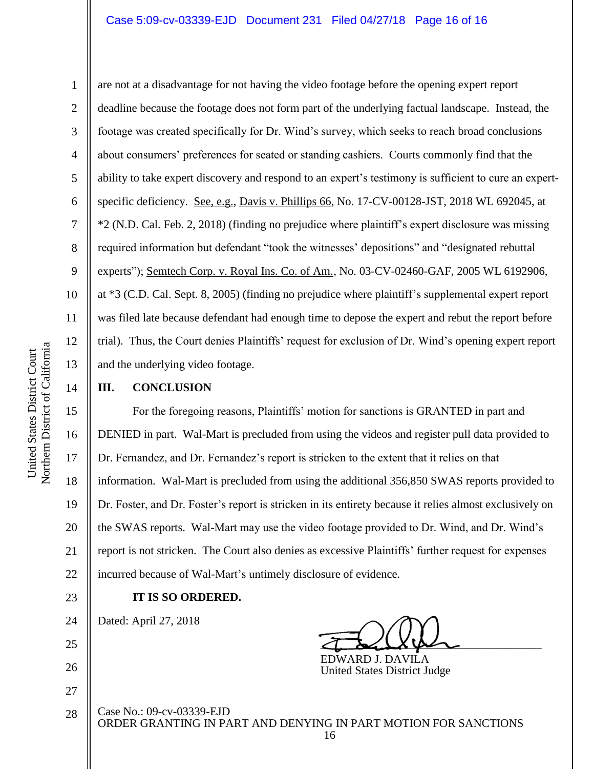are not at a disadvantage for not having the video footage before the opening expert report deadline because the footage does not form part of the underlying factual landscape. Instead, the footage was created specifically for Dr. Wind's survey, which seeks to reach broad conclusions about consumers' preferences for seated or standing cashiers. Courts commonly find that the ability to take expert discovery and respond to an expert's testimony is sufficient to cure an expert-specific deficiency. See, e.g., Davis v. Phillips 66, No. 17-CV-00128-JST, 2018 WL 692045, at *2 (N.D. Cal. Feb. 2, 2018) (finding no prejudice where plaintiff's expert disclosure was missing required information but defendant "took the witnesses' depositions" and "designated rebuttal experts"); Semtech Corp. v. Royal Ins. Co. of Am., No. 03-CV-02460-GAF, 2005 WL 6192906, at *3 (C.D. Cal. Sept. 8, 2005) (finding no prejudice where plaintiff's supplemental expert report was filed late because defendant had enough time to depose the expert and rebut the report before trial). Thus, the Court denies Plaintiffs' request for exclusion of Dr. Wind's opening expert report and the underlying video footage.

## III. CONCLUSION

For the foregoing reasons, Plaintiffs' motion for sanctions is GRANTED in part and DENIED in part. Wal-Mart is precluded from using the videos and register pull data provided to Dr. Fernandez, and Dr. Fernandez's report is stricken to the extent that it relies on that information. Wal-Mart is precluded from using the additional 356,850 SWAS reports provided to Dr. Foster, and Dr. Foster's report is stricken in its entirety because it relies almost exclusively on the SWAS reports. Wal-Mart may use the video footage provided to Dr. Wind, and Dr. Wind's report is not stricken. The Court also denies as excessive Plaintiffs' further request for expenses incurred because of Wal-Mart's untimely disclosure of evidence.

**IT IS SO ORDERED.**

Dated: April 27, 2018

EDWARD J. DAVILA
United States District Judge

Case No.: 09-cv-03339-EJD
ORDER GRANTING IN PART AND DENYING IN PART MOTION FOR SANCTIONS